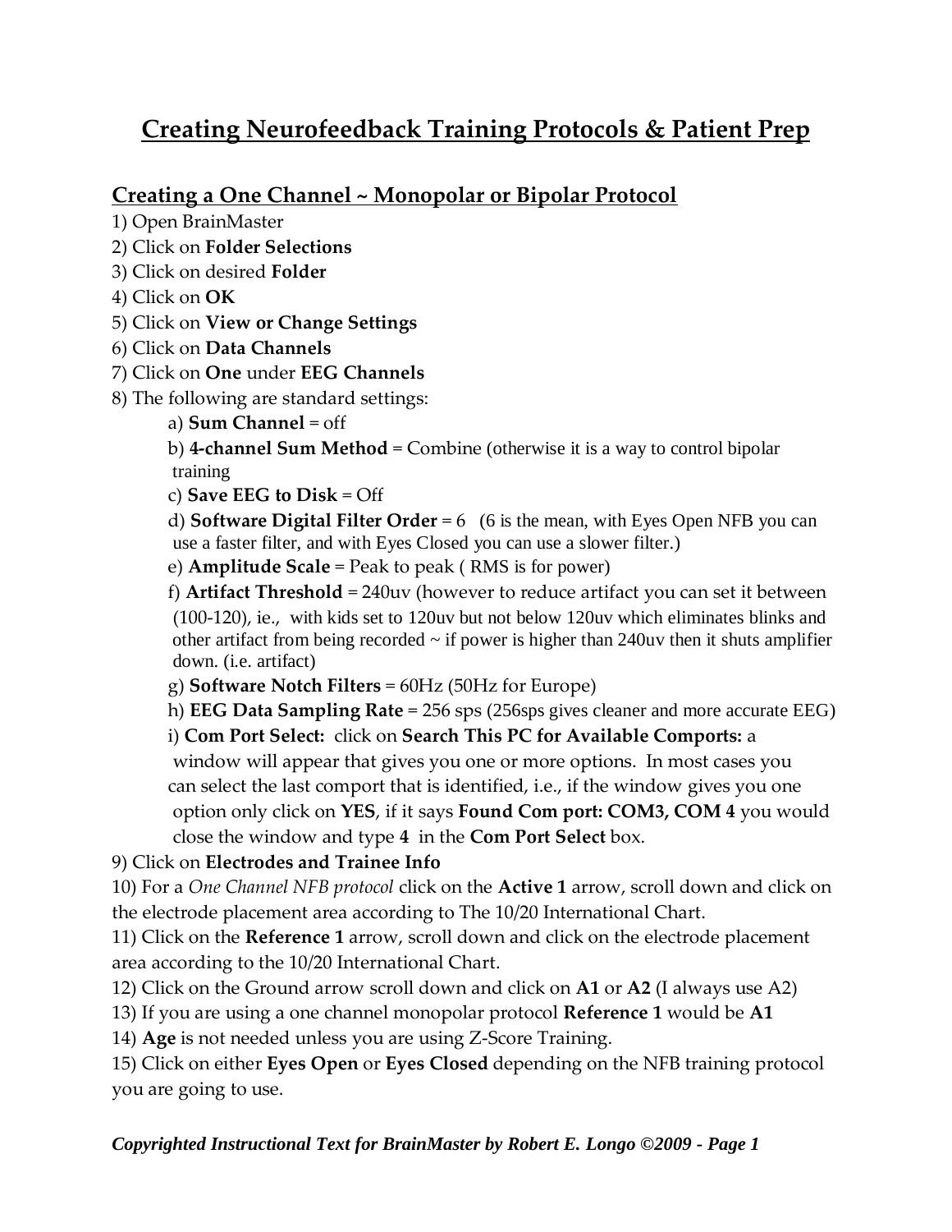# Creating Neurofeedback Training Protocols & Patient Prep

## Creating a One Channel ~ Monopolar or Bipolar Protocol

1) Open BrainMaster
2) Click on **Folder Selections**
3) Click on desired **Folder**
4) Click on **OK**
5) Click on **View or Change Settings**
6) Click on **Data Channels**
7) Click on **One** under **EEG Channels**
8) The following are standard settings:
   - a) **Sum Channel** = off
   - b) **4-channel Sum Method** = Combine (otherwise it is a way to control bipolar training
   - c) **Save EEG to Disk** = Off
   - d) **Software Digital Filter Order** = 6 (6 is the mean, with Eyes Open NFB you can use a faster filter, and with Eyes Closed you can use a slower filter.)
   - e) **Amplitude Scale** = Peak to peak ( RMS is for power)
   - f) **Artifact Threshold** = 240uv (however to reduce artifact you can set it between (100-120), ie., with kids set to 120uv but not below 120uv which eliminates blinks and other artifact from being recorded ~ if power is higher than 240uv then it shuts amplifier down. (i.e. artifact)
   - g) **Software Notch Filters** = 60Hz (50Hz for Europe)
   - h) **EEG Data Sampling Rate** = 256 sps (256sps gives cleaner and more accurate EEG)
   - i) **Com Port Select:** click on **Search This PC for Available Comports:** a window will appear that gives you one or more options. In most cases you can select the last comport that is identified, i.e., if the window gives you one option only click on **YES**, if it says **Found Com port: COM3, COM 4** you would close the window and type **4** in the **Com Port Select** box.
9) Click on **Electrodes and Trainee Info**
10) For a *One Channel NFB protocol* click on the **Active 1** arrow, scroll down and click on the electrode placement area according to The 10/20 International Chart.
11) Click on the **Reference 1** arrow, scroll down and click on the electrode placement area according to the 10/20 International Chart.
12) Click on the Ground arrow scroll down and click on **A1** or **A2** (I always use A2)
13) If you are using a one channel monopolar protocol **Reference 1** would be **A1**
14) **Age** is not needed unless you are using Z-Score Training.
15) Click on either **Eyes Open** or **Eyes Closed** depending on the NFB training protocol you are going to use.

***Copyrighted Instructional Text for BrainMaster by Robert E. Longo ©2009***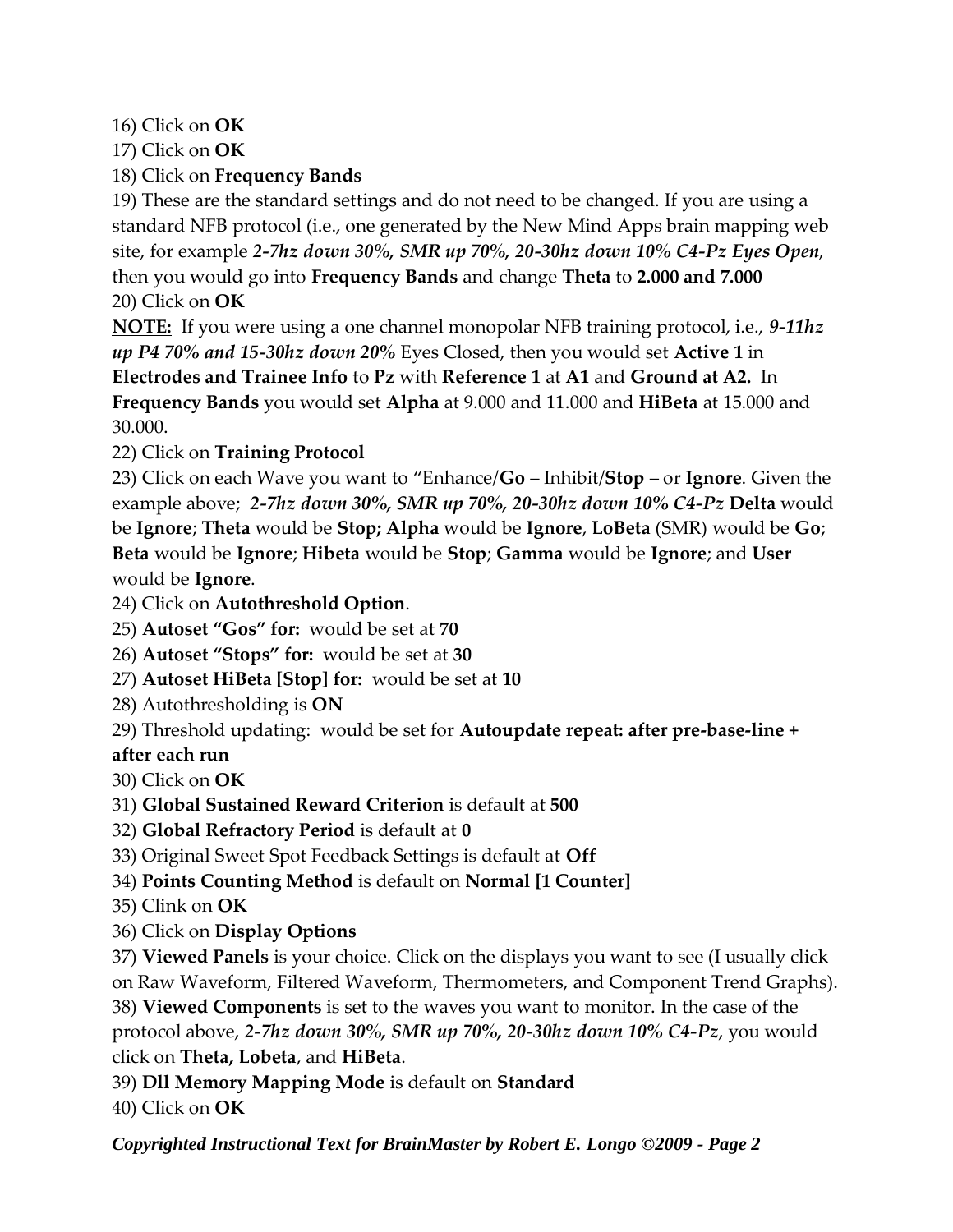16) Click on **OK**

17) Click on **OK**

18) Click on **Frequency Bands**

19) These are the standard settings and do not need to be changed. If you are using a standard NFB protocol (i.e., one generated by the New Mind Apps brain mapping web site, for example ***2-7hz down 30%, SMR up 70%, 20-30hz down 10% C4-Pz Eyes Open***, then you would go into **Frequency Bands** and change **Theta** to **2.000 and 7.000**

20) Click on **OK**

**NOTE:** If you were using a one channel monopolar NFB training protocol, i.e., ***9-11hz up P4 70% and 15-30hz down 20%*** Eyes Closed, then you would set **Active 1** in **Electrodes and Trainee Info** to **Pz** with **Reference 1** at **A1** and **Ground at A2.** In **Frequency Bands** you would set **Alpha** at 9.000 and 11.000 and **HiBeta** at 15.000 and 30.000.

22) Click on **Training Protocol**

23) Click on each Wave you want to "Enhance/**Go** – Inhibit/**Stop** – or **Ignore**. Given the example above; ***2-7hz down 30%, SMR up 70%, 20-30hz down 10% C4-Pz*** **Delta** would be **Ignore**; **Theta** would be **Stop; Alpha** would be **Ignore**, **LoBeta** (SMR) would be **Go**; **Beta** would be **Ignore**; **Hibeta** would be **Stop**; **Gamma** would be **Ignore**; and **User** would be **Ignore**.

24) Click on **Autothreshold Option**.

25) **Autoset "Gos" for:** would be set at **70**

26) **Autoset "Stops" for:** would be set at **30**

27) **Autoset HiBeta [Stop] for:** would be set at **10**

28) Autothresholding is **ON**

29) Threshold updating: would be set for **Autoupdate repeat: after pre-base-line + after each run**

30) Click on **OK**

31) **Global Sustained Reward Criterion** is default at **500**

32) **Global Refractory Period** is default at **0**

33) Original Sweet Spot Feedback Settings is default at **Off**

34) **Points Counting Method** is default on **Normal [1 Counter]**

35) Clink on **OK**

36) Click on **Display Options**

37) **Viewed Panels** is your choice. Click on the displays you want to see (I usually click on Raw Waveform, Filtered Waveform, Thermometers, and Component Trend Graphs).

38) **Viewed Components** is set to the waves you want to monitor. In the case of the protocol above, ***2-7hz down 30%, SMR up 70%, 20-30hz down 10% C4-Pz***, you would click on **Theta, Lobeta**, and **HiBeta**.

39) **Dll Memory Mapping Mode** is default on **Standard**

40) Click on **OK**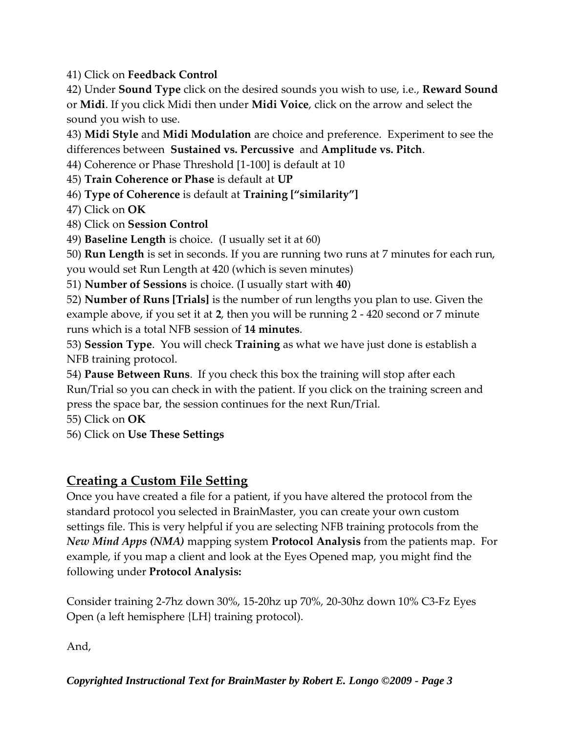41) Click on **Feedback Control**

42) Under **Sound Type** click on the desired sounds you wish to use, i.e., **Reward Sound** or **Midi**. If you click Midi then under **Midi Voice**, click on the arrow and select the sound you wish to use.

43) **Midi Style** and **Midi Modulation** are choice and preference. Experiment to see the differences between **Sustained vs. Percussive** and **Amplitude vs. Pitch**.

44) Coherence or Phase Threshold [1-100] is default at 10

45) **Train Coherence or Phase** is default at **UP**

46) **Type of Coherence** is default at **Training ["similarity"]**

47) Click on **OK**

48) Click on **Session Control**

49) **Baseline Length** is choice. (I usually set it at 60)

50) **Run Length** is set in seconds. If you are running two runs at 7 minutes for each run, you would set Run Length at 420 (which is seven minutes)

51) **Number of Sessions** is choice. (I usually start with **40**)

52) **Number of Runs [Trials]** is the number of run lengths you plan to use. Given the example above, if you set it at **2**, then you will be running 2 - 420 second or 7 minute runs which is a total NFB session of **14 minutes**.

53) **Session Type**. You will check **Training** as what we have just done is establish a NFB training protocol.

54) **Pause Between Runs**. If you check this box the training will stop after each Run/Trial so you can check in with the patient. If you click on the training screen and press the space bar, the session continues for the next Run/Trial.

55) Click on **OK**

56) Click on **Use These Settings**

## Creating a Custom File Setting

Once you have created a file for a patient, if you have altered the protocol from the standard protocol you selected in BrainMaster, you can create your own custom settings file. This is very helpful if you are selecting NFB training protocols from the ***New Mind Apps (NMA)*** mapping system **Protocol Analysis** from the patients map. For example, if you map a client and look at the Eyes Opened map, you might find the following under **Protocol Analysis:**

Consider training 2-7hz down 30%, 15-20hz up 70%, 20-30hz down 10% C3-Fz Eyes Open (a left hemisphere {LH} training protocol).

And,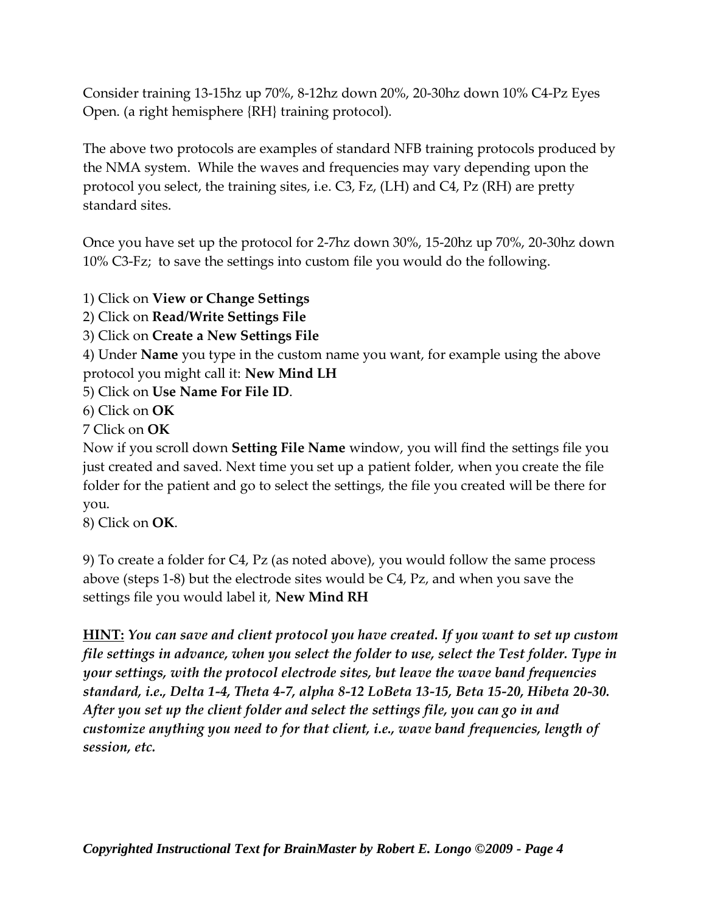Consider training 13-15hz up 70%, 8-12hz down 20%, 20-30hz down 10% C4-Pz Eyes Open. (a right hemisphere {RH} training protocol).

The above two protocols are examples of standard NFB training protocols produced by the NMA system. While the waves and frequencies may vary depending upon the protocol you select, the training sites, i.e. C3, Fz, (LH) and C4, Pz (RH) are pretty standard sites.

Once you have set up the protocol for 2-7hz down 30%, 15-20hz up 70%, 20-30hz down 10% C3-Fz; to save the settings into custom file you would do the following.

1) Click on **View or Change Settings**
2) Click on **Read/Write Settings File**
3) Click on **Create a New Settings File**
4) Under **Name** you type in the custom name you want, for example using the above protocol you might call it: **New Mind LH**
5) Click on **Use Name For File ID**.
6) Click on **OK**
7 Click on **OK**
Now if you scroll down **Setting File Name** window, you will find the settings file you just created and saved. Next time you set up a patient folder, when you create the file folder for the patient and go to select the settings, the file you created will be there for you.
8) Click on **OK**.

9) To create a folder for C4, Pz (as noted above), you would follow the same process above (steps 1-8) but the electrode sites would be C4, Pz, and when you save the settings file you would label it, **New Mind RH**

**<u>HINT:</u>** ***You can save and client protocol you have created. If you want to set up custom file settings in advance, when you select the folder to use, select the Test folder. Type in your settings, with the protocol electrode sites, but leave the wave band frequencies standard, i.e., Delta 1-4, Theta 4-7, alpha 8-12 LoBeta 13-15, Beta 15-20, Hibeta 20-30. After you set up the client folder and select the settings file, you can go in and customize anything you need to for that client, i.e., wave band frequencies, length of session, etc.***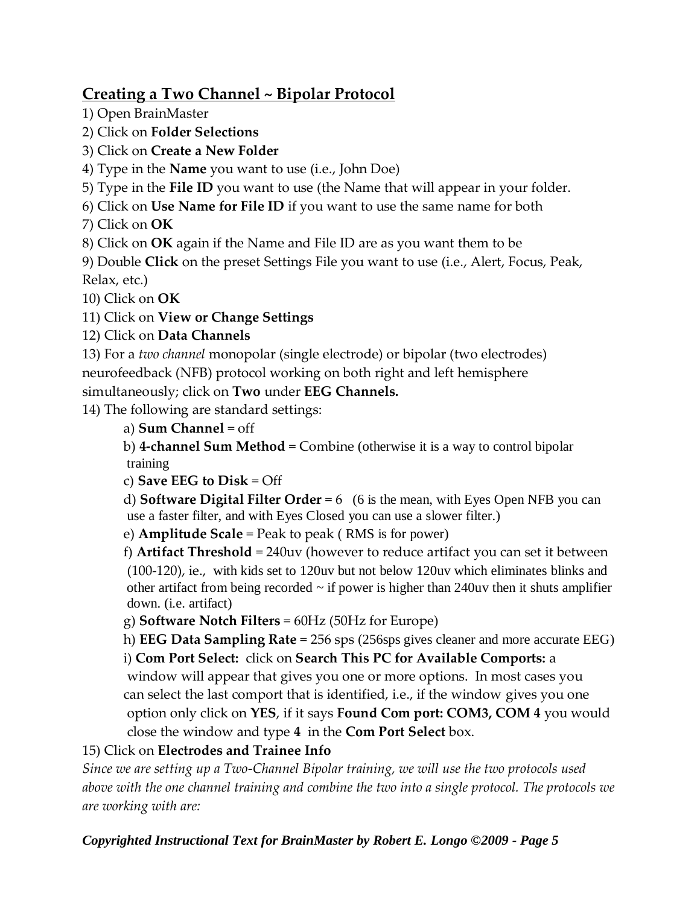## Creating a Two Channel ~ Bipolar Protocol

1) Open BrainMaster
2) Click on **Folder Selections**
3) Click on **Create a New Folder**
4) Type in the **Name** you want to use (i.e., John Doe)
5) Type in the **File ID** you want to use (the Name that will appear in your folder.
6) Click on **Use Name for File ID** if you want to use the same name for both
7) Click on **OK**
8) Click on **OK** again if the Name and File ID are as you want them to be
9) Double **Click** on the preset Settings File you want to use (i.e., Alert, Focus, Peak, Relax, etc.)
10) Click on **OK**
11) Click on **View or Change Settings**
12) Click on **Data Channels**
13) For a *two channel* monopolar (single electrode) or bipolar (two electrodes) neurofeedback (NFB) protocol working on both right and left hemisphere simultaneously; click on **Two** under **EEG Channels.**
14) The following are standard settings:
   a) **Sum Channel** = off
   b) **4-channel Sum Method** = Combine (otherwise it is a way to control bipolar training
   c) **Save EEG to Disk** = Off
   d) **Software Digital Filter Order** = 6 (6 is the mean, with Eyes Open NFB you can use a faster filter, and with Eyes Closed you can use a slower filter.)
   e) **Amplitude Scale** = Peak to peak ( RMS is for power)
   f) **Artifact Threshold** = 240uv (however to reduce artifact you can set it between (100-120), ie., with kids set to 120uv but not below 120uv which eliminates blinks and other artifact from being recorded ~ if power is higher than 240uv then it shuts amplifier down. (i.e. artifact)
   g) **Software Notch Filters** = 60Hz (50Hz for Europe)
   h) **EEG Data Sampling Rate** = 256 sps (256sps gives cleaner and more accurate EEG)
   i) **Com Port Select:** click on **Search This PC for Available Comports:** a window will appear that gives you one or more options. In most cases you can select the last comport that is identified, i.e., if the window gives you one option only click on **YES**, if it says **Found Com port: COM3, COM 4** you would close the window and type **4** in the **Com Port Select** box.
15) Click on **Electrodes and Trainee Info**

*Since we are setting up a Two-Channel Bipolar training, we will use the two protocols used above with the one channel training and combine the two into a single protocol. The protocols we are working with are:*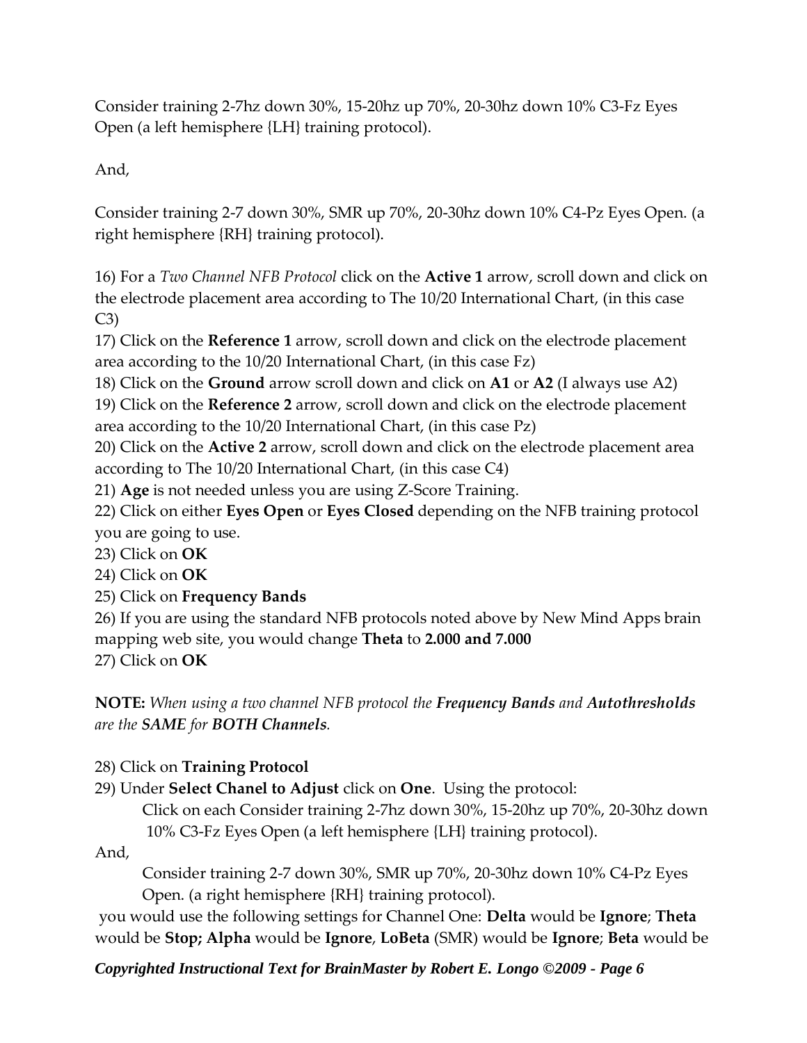Consider training 2-7hz down 30%, 15-20hz up 70%, 20-30hz down 10% C3-Fz Eyes Open (a left hemisphere {LH} training protocol).

And,

Consider training 2-7 down 30%, SMR up 70%, 20-30hz down 10% C4-Pz Eyes Open. (a right hemisphere {RH} training protocol).

16) For a *Two Channel NFB Protocol* click on the **Active 1** arrow, scroll down and click on the electrode placement area according to The 10/20 International Chart, (in this case C3)
17) Click on the **Reference 1** arrow, scroll down and click on the electrode placement area according to the 10/20 International Chart, (in this case Fz)
18) Click on the **Ground** arrow scroll down and click on **A1** or **A2** (I always use A2)
19) Click on the **Reference 2** arrow, scroll down and click on the electrode placement area according to the 10/20 International Chart, (in this case Pz)
20) Click on the **Active 2** arrow, scroll down and click on the electrode placement area according to The 10/20 International Chart, (in this case C4)
21) **Age** is not needed unless you are using Z-Score Training.
22) Click on either **Eyes Open** or **Eyes Closed** depending on the NFB training protocol you are going to use.
23) Click on **OK**
24) Click on **OK**
25) Click on **Frequency Bands**
26) If you are using the standard NFB protocols noted above by New Mind Apps brain mapping web site, you would change **Theta** to **2.000 and 7.000**
27) Click on **OK**

**NOTE:** *When using a two channel NFB protocol the **Frequency Bands** and **Autothresholds** are the **SAME** for **BOTH Channels**.*

28) Click on **Training Protocol**
29) Under **Select Chanel to Adjust** click on **One**. Using the protocol:

> Click on each Consider training 2-7hz down 30%, 15-20hz up 70%, 20-30hz down 10% C3-Fz Eyes Open (a left hemisphere {LH} training protocol).

And,

> Consider training 2-7 down 30%, SMR up 70%, 20-30hz down 10% C4-Pz Eyes Open. (a right hemisphere {RH} training protocol).

you would use the following settings for Channel One: **Delta** would be **Ignore**; **Theta** would be **Stop; Alpha** would be **Ignore**, **LoBeta** (SMR) would be **Ignore**; **Beta** would be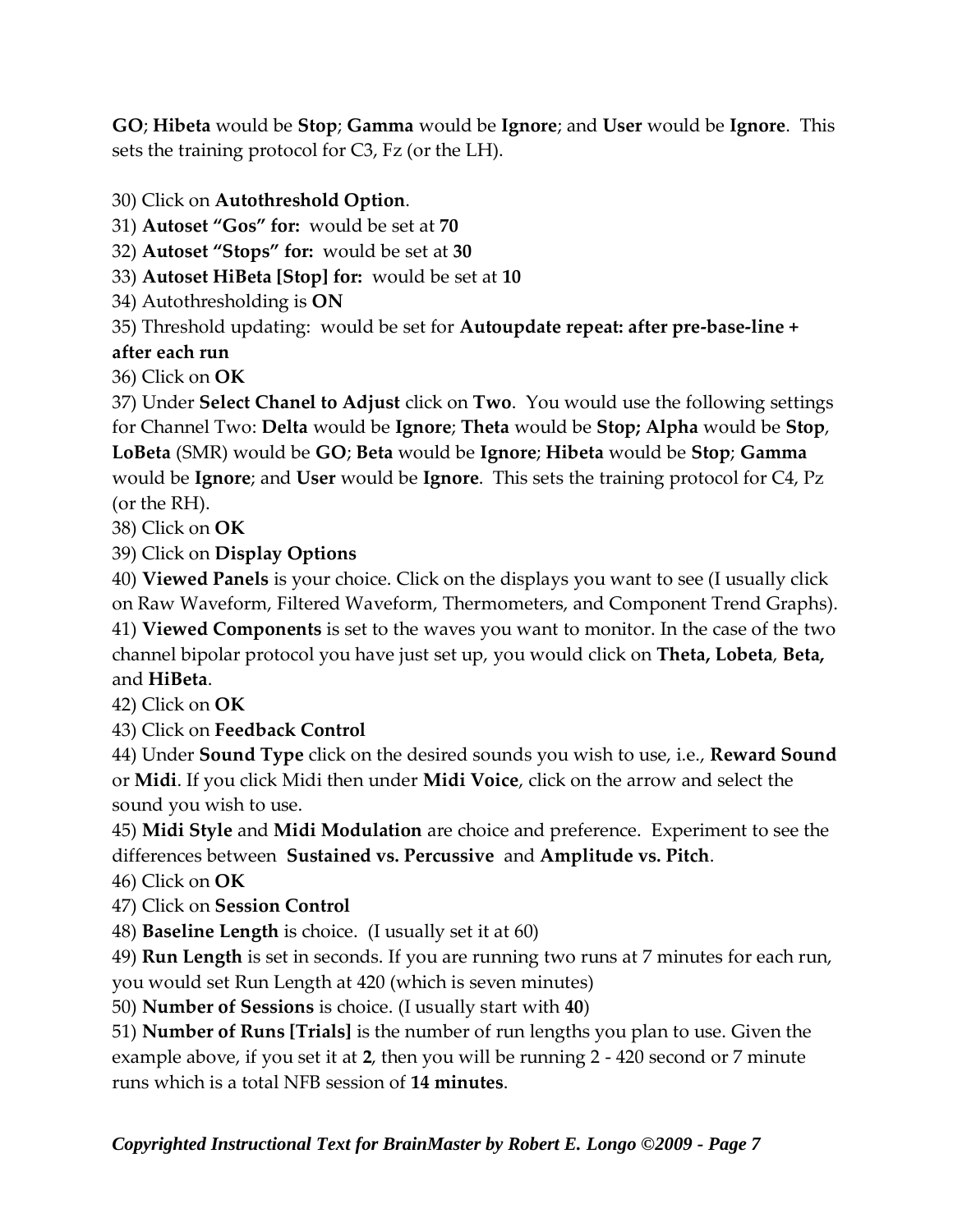**GO**; **Hibeta** would be **Stop**; **Gamma** would be **Ignore**; and **User** would be **Ignore**. This sets the training protocol for C3, Fz (or the LH).

30) Click on **Autothreshold Option**.

31) **Autoset "Gos" for:** would be set at **70**

32) **Autoset "Stops" for:** would be set at **30**

33) **Autoset HiBeta [Stop] for:** would be set at **10**

34) Autothresholding is **ON**

35) Threshold updating: would be set for **Autoupdate repeat: after pre-base-line + after each run**

36) Click on **OK**

37) Under **Select Chanel to Adjust** click on **Two**. You would use the following settings for Channel Two: **Delta** would be **Ignore**; **Theta** would be **Stop; Alpha** would be **Stop**, **LoBeta** (SMR) would be **GO**; **Beta** would be **Ignore**; **Hibeta** would be **Stop**; **Gamma** would be **Ignore**; and **User** would be **Ignore**. This sets the training protocol for C4, Pz (or the RH).

38) Click on **OK**

39) Click on **Display Options**

40) **Viewed Panels** is your choice. Click on the displays you want to see (I usually click on Raw Waveform, Filtered Waveform, Thermometers, and Component Trend Graphs).

41) **Viewed Components** is set to the waves you want to monitor. In the case of the two channel bipolar protocol you have just set up, you would click on **Theta, Lobeta**, **Beta,** and **HiBeta**.

42) Click on **OK**

43) Click on **Feedback Control**

44) Under **Sound Type** click on the desired sounds you wish to use, i.e., **Reward Sound** or **Midi**. If you click Midi then under **Midi Voice**, click on the arrow and select the sound you wish to use.

45) **Midi Style** and **Midi Modulation** are choice and preference. Experiment to see the differences between **Sustained vs. Percussive** and **Amplitude vs. Pitch**.

46) Click on **OK**

47) Click on **Session Control**

48) **Baseline Length** is choice. (I usually set it at 60)

49) **Run Length** is set in seconds. If you are running two runs at 7 minutes for each run, you would set Run Length at 420 (which is seven minutes)

50) **Number of Sessions** is choice. (I usually start with **40**)

51) **Number of Runs [Trials]** is the number of run lengths you plan to use. Given the example above, if you set it at **2**, then you will be running 2 - 420 second or 7 minute runs which is a total NFB session of **14 minutes**.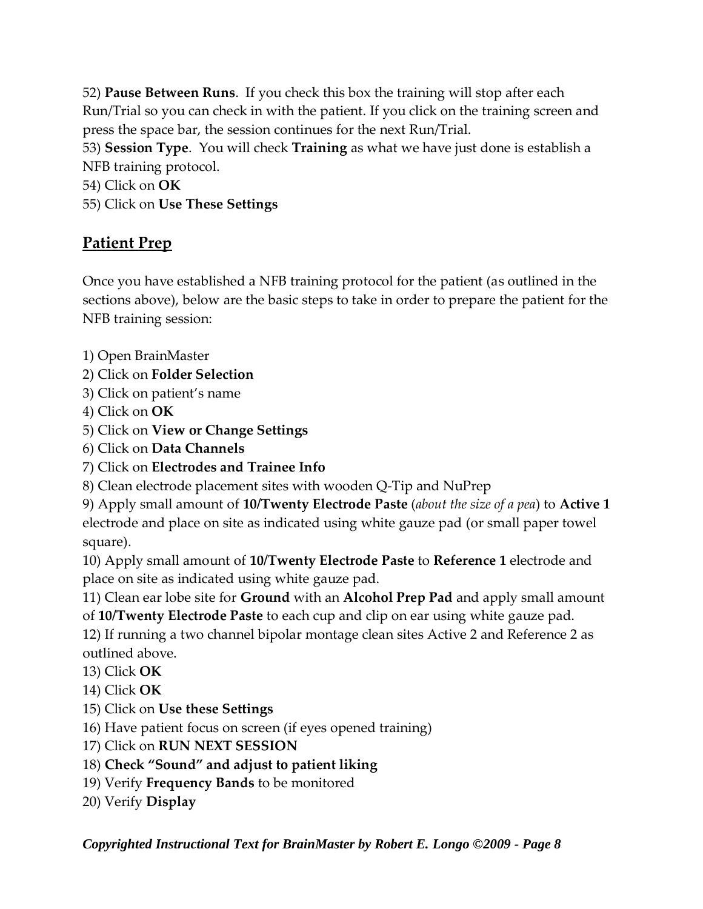52) **Pause Between Runs**. If you check this box the training will stop after each Run/Trial so you can check in with the patient. If you click on the training screen and press the space bar, the session continues for the next Run/Trial.
53) **Session Type**. You will check **Training** as what we have just done is establish a NFB training protocol.
54) Click on **OK**
55) Click on **Use These Settings**

## Patient Prep

Once you have established a NFB training protocol for the patient (as outlined in the sections above), below are the basic steps to take in order to prepare the patient for the NFB training session:

1) Open BrainMaster
2) Click on **Folder Selection**
3) Click on patient's name
4) Click on **OK**
5) Click on **View or Change Settings**
6) Click on **Data Channels**
7) Click on **Electrodes and Trainee Info**
8) Clean electrode placement sites with wooden Q-Tip and NuPrep
9) Apply small amount of **10/Twenty Electrode Paste** (*about the size of a pea*) to **Active 1** electrode and place on site as indicated using white gauze pad (or small paper towel square).
10) Apply small amount of **10/Twenty Electrode Paste** to **Reference 1** electrode and place on site as indicated using white gauze pad.
11) Clean ear lobe site for **Ground** with an **Alcohol Prep Pad** and apply small amount of **10/Twenty Electrode Paste** to each cup and clip on ear using white gauze pad.
12) If running a two channel bipolar montage clean sites Active 2 and Reference 2 as outlined above.
13) Click **OK**
14) Click **OK**
15) Click on **Use these Settings**
16) Have patient focus on screen (if eyes opened training)
17) Click on **RUN NEXT SESSION**
18) **Check "Sound" and adjust to patient liking**
19) Verify **Frequency Bands** to be monitored
20) Verify **Display**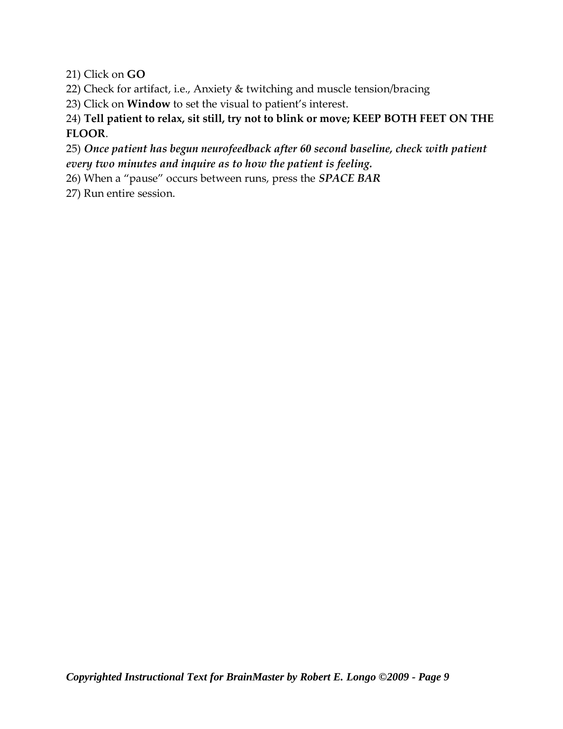21) Click on **GO**

22) Check for artifact, i.e., Anxiety & twitching and muscle tension/bracing

23) Click on **Window** to set the visual to patient's interest.

24) **Tell patient to relax, sit still, try not to blink or move; KEEP BOTH FEET ON THE FLOOR**.

25) ***Once patient has begun neurofeedback after 60 second baseline, check with patient every two minutes and inquire as to how the patient is feeling.***

26) When a "pause" occurs between runs, press the ***SPACE BAR***

27) Run entire session.